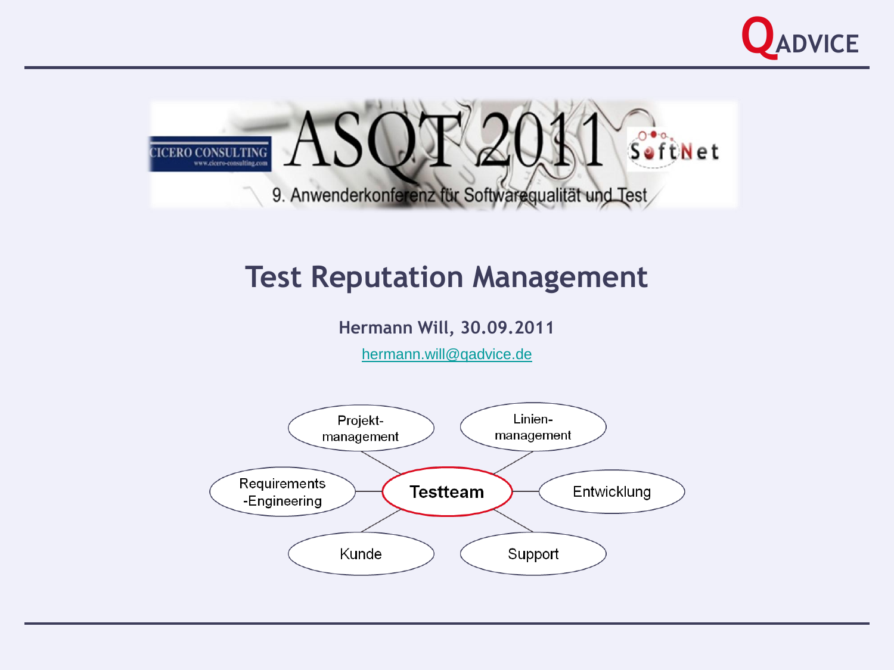QADVICE

ASQT 2011

CICERO CONSULTING

SoftNet

9. Anwenderkonferenz für Softwarequalität und Test

# Test Reputation Management

**Hermann Will, 30.09.2011**

hermann.will@qadvice.de

- Testteam
  - Projekt-management
  - Linien-management
  - Requirements-Engineering
  - Entwicklung
  - Kunde
  - Support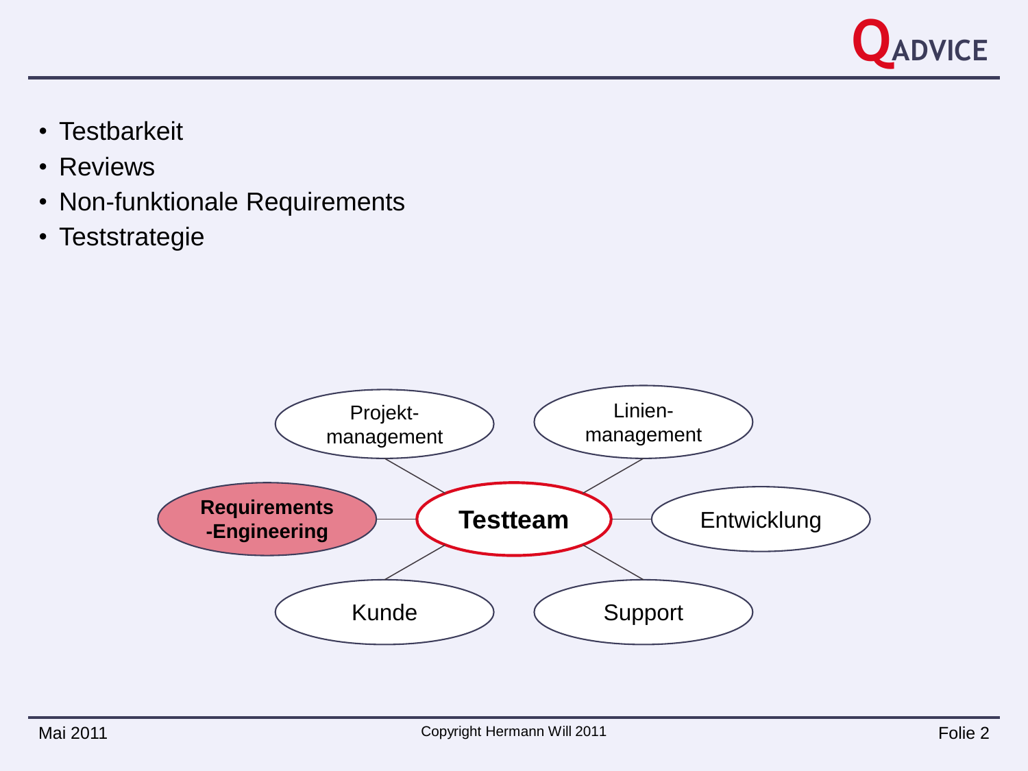- Testbarkeit
- Reviews
- Non-funktionale Requirements
- Teststrategie

Projekt-management

Linien-management

**Requirements-Engineering**

**Testteam**

Entwicklung

Kunde

Support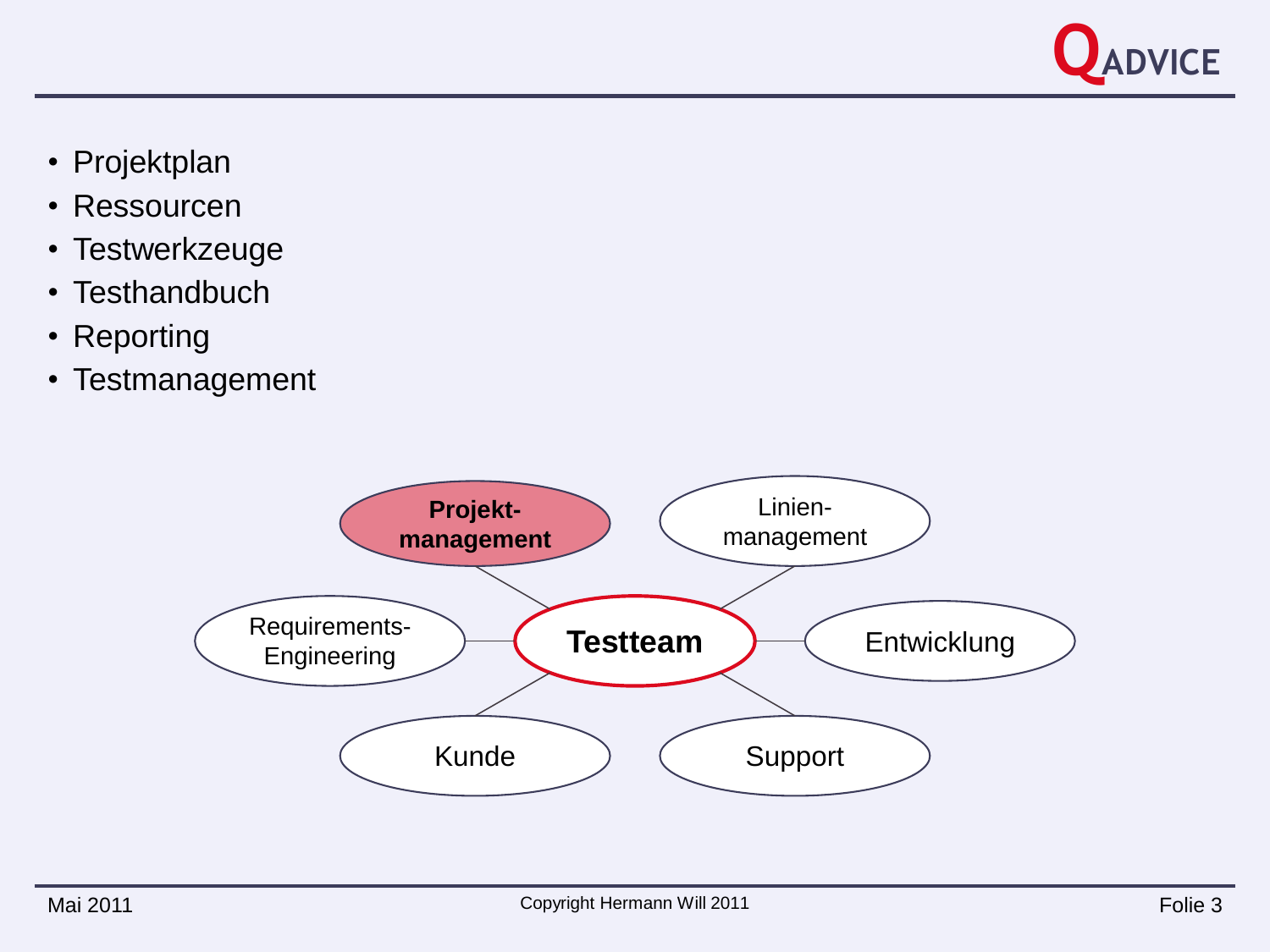- Projektplan
- Ressourcen
- Testwerkzeuge
- Testhandbuch
- Reporting
- Testmanagement

**Projekt-management**

Linien-management

Requirements-Engineering

**Testteam**

Entwicklung

Kunde

Support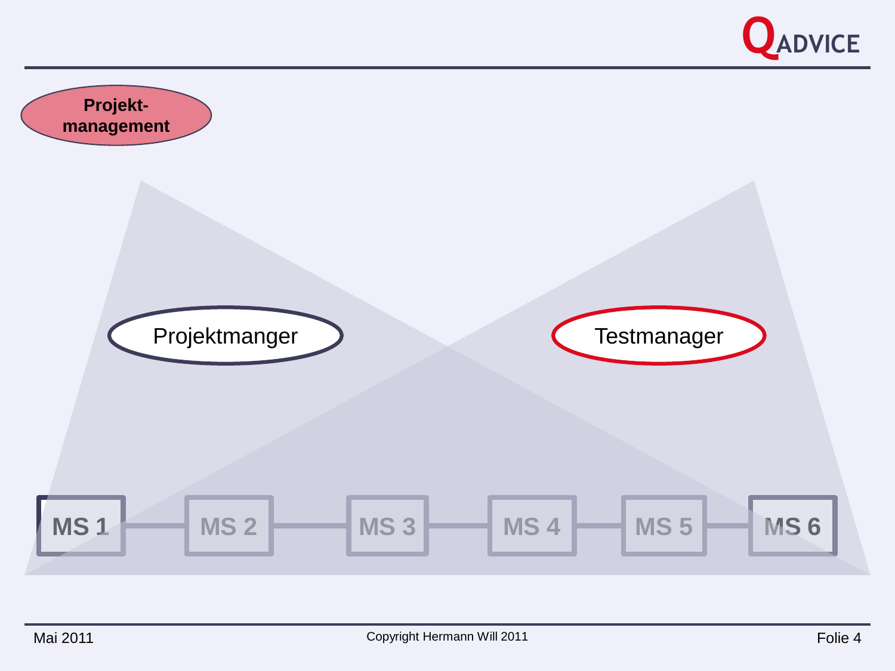**Projekt-management**

Projektmanger

Testmanager

MS 1 — MS 2 — MS 3 — MS 4 — MS 5 — MS 6

Copyright Hermann Will 2011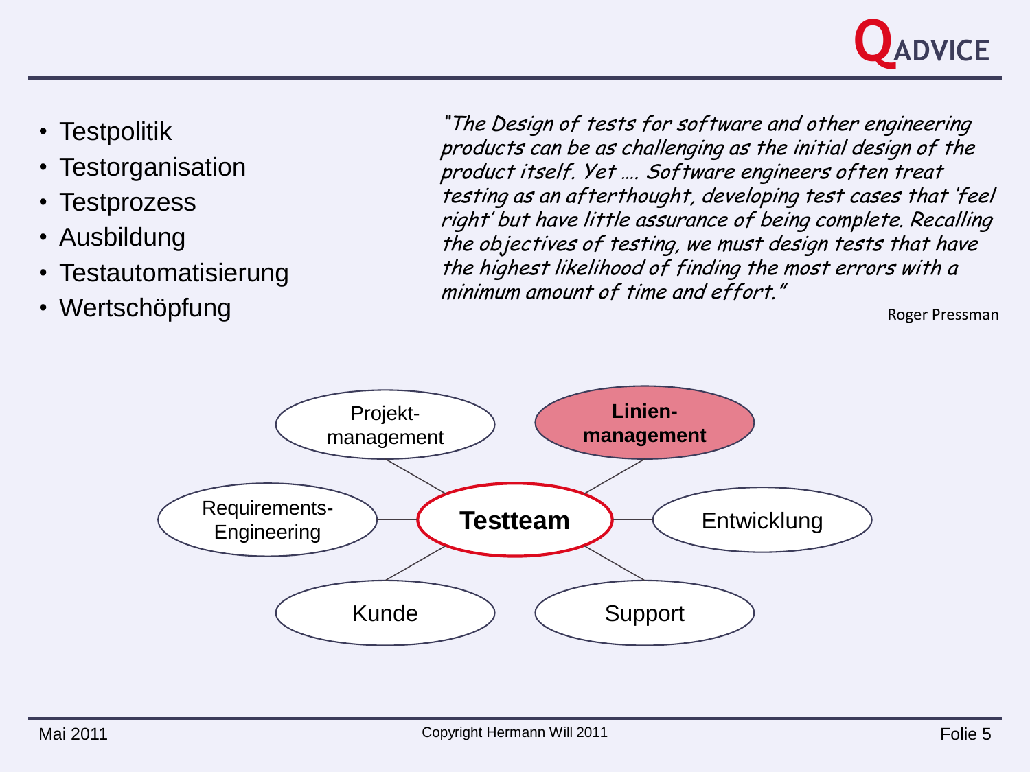- Testpolitik
- Testorganisation
- Testprozess
- Ausbildung
- Testautomatisierung
- Wertschöpfung

*"The Design of tests for software and other engineering products can be as challenging as the initial design of the product itself. Yet …. Software engineers often treat testing as an afterthought, developing test cases that 'feel right' but have little assurance of being complete. Recalling the objectives of testing, we must design tests that have the highest likelihood of finding the most errors with a minimum amount of time and effort."*

Roger Pressman

Projekt-management

**Linien-management**

Requirements-Engineering

**Testteam**

Entwicklung

Kunde

Support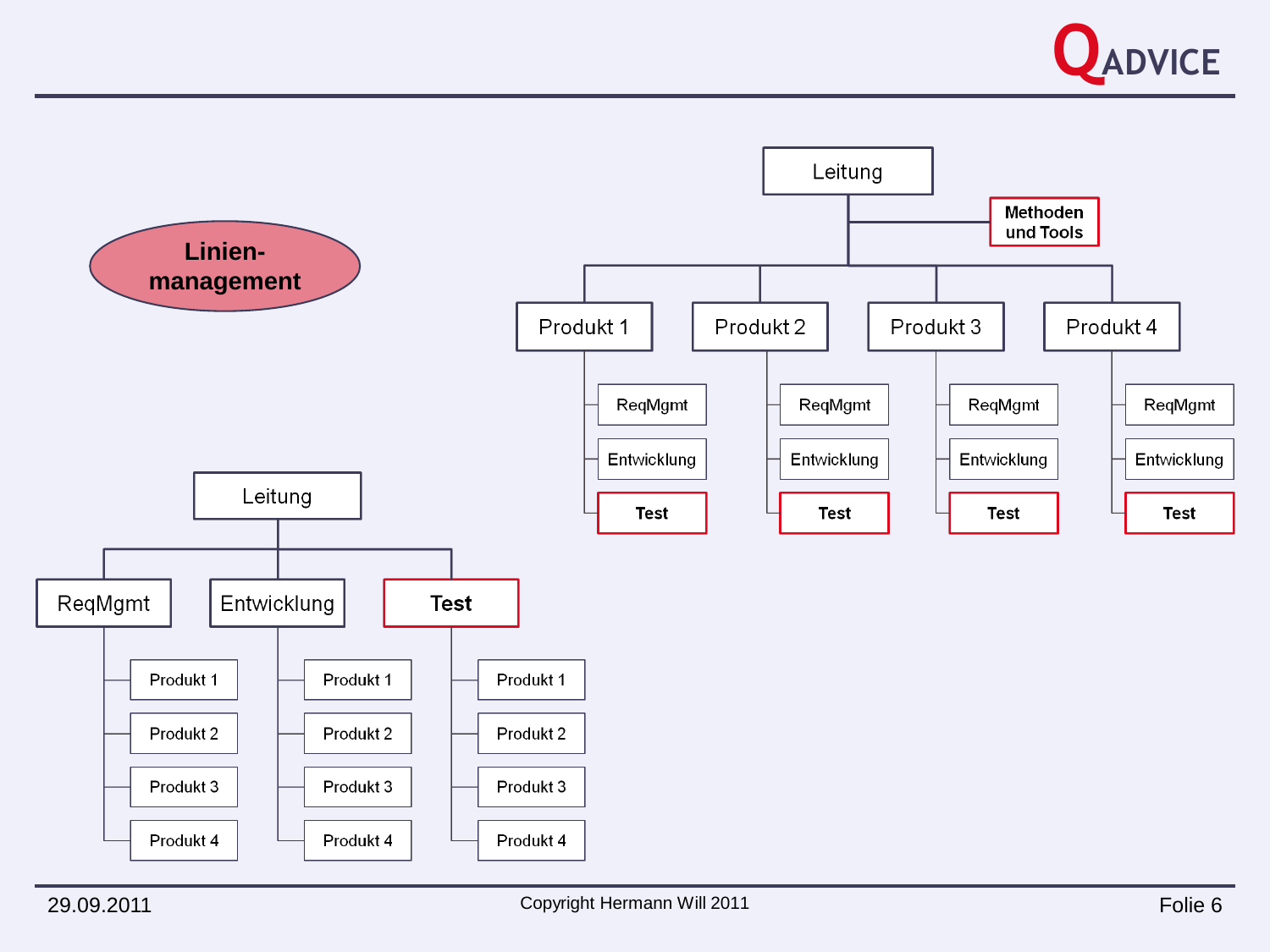# Linien-management

- Leitung
  - Methoden und Tools
  - Produkt 1
    - ReqMgmt
    - Entwicklung
    - **Test**
  - Produkt 2
    - ReqMgmt
    - Entwicklung
    - **Test**
  - Produkt 3
    - ReqMgmt
    - Entwicklung
    - **Test**
  - Produkt 4
    - ReqMgmt
    - Entwicklung
    - **Test**

- Leitung
  - ReqMgmt
    - Produkt 1
    - Produkt 2
    - Produkt 3
    - Produkt 4
  - Entwicklung
    - Produkt 1
    - Produkt 2
    - Produkt 3
    - Produkt 4
  - **Test**
    - Produkt 1
    - Produkt 2
    - Produkt 3
    - Produkt 4

29.09.2011

Copyright Hermann Will 2011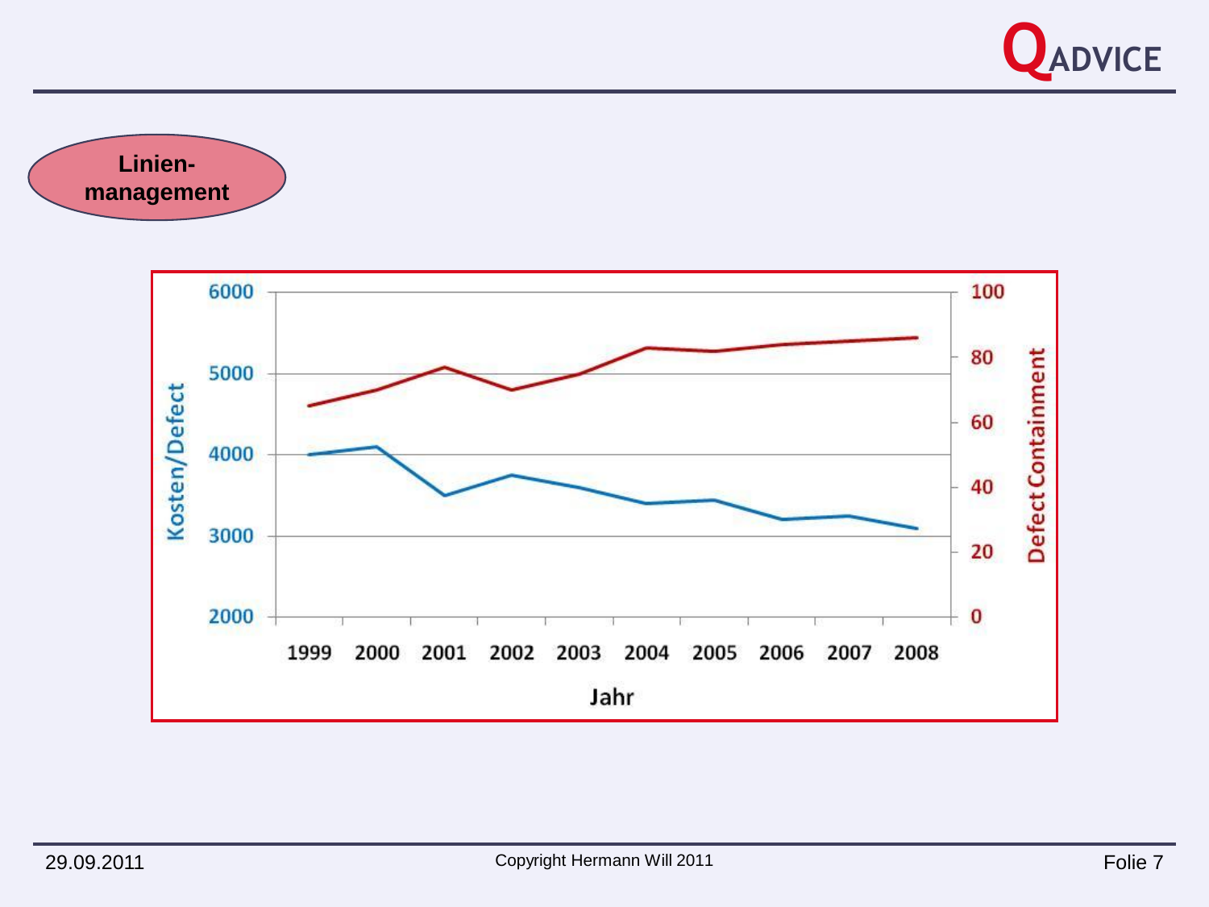**Linien-management**

Kosten/Defect: 6000, 5000, 4000, 3000, 2000

Defect Containment: 100, 80, 60, 40, 20, 0

Jahr: 1999, 2000, 2001, 2002, 2003, 2004, 2005, 2006, 2007, 2008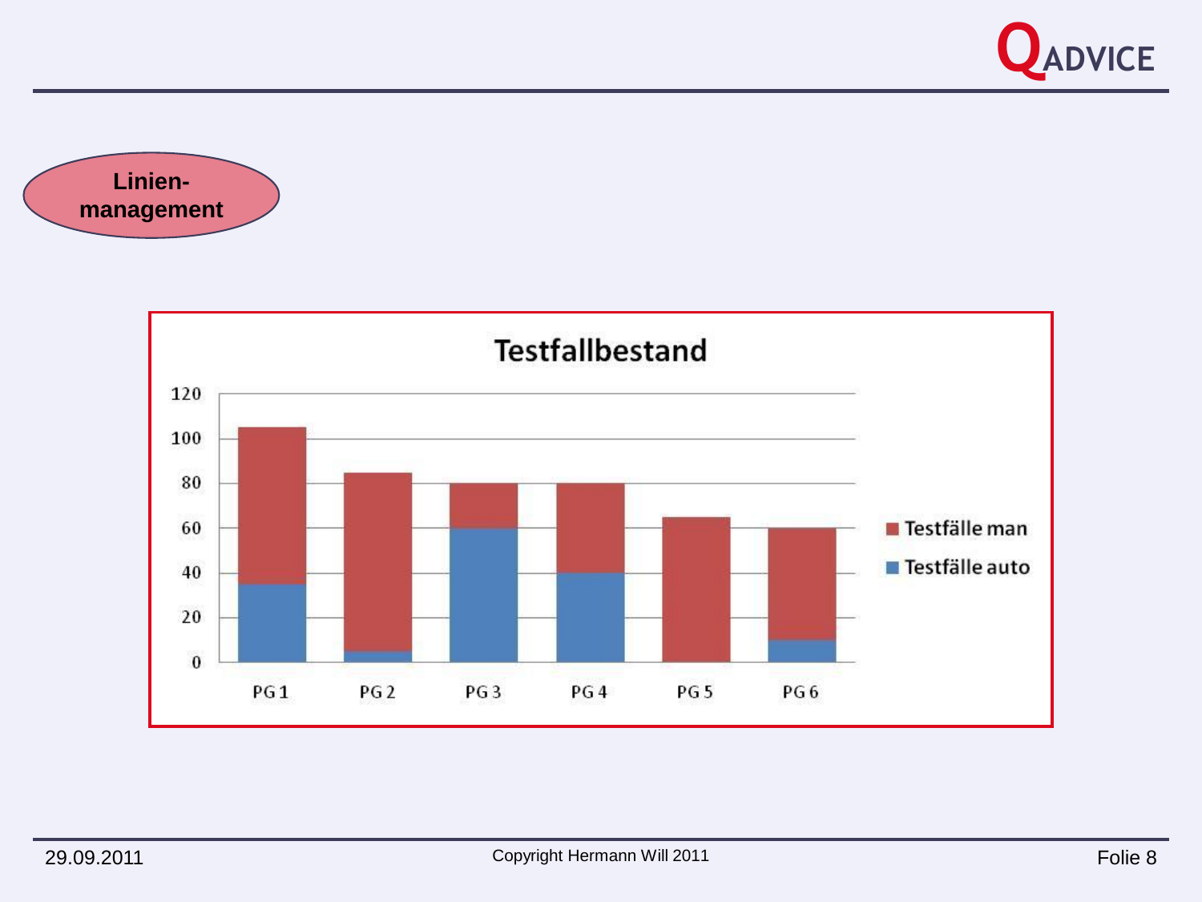**Linien-management**

## Testfallbestand

| | Testfälle auto | Testfälle man |
|---|---|---|
| PG 1 | 35 | 70 |
| PG 2 | 5 | 80 |
| PG 3 | 60 | 20 |
| PG 4 | 40 | 40 |
| PG 5 | 0 | 65 |
| PG 6 | 10 | 50 |

29.09.2011

Copyright Hermann Will 2011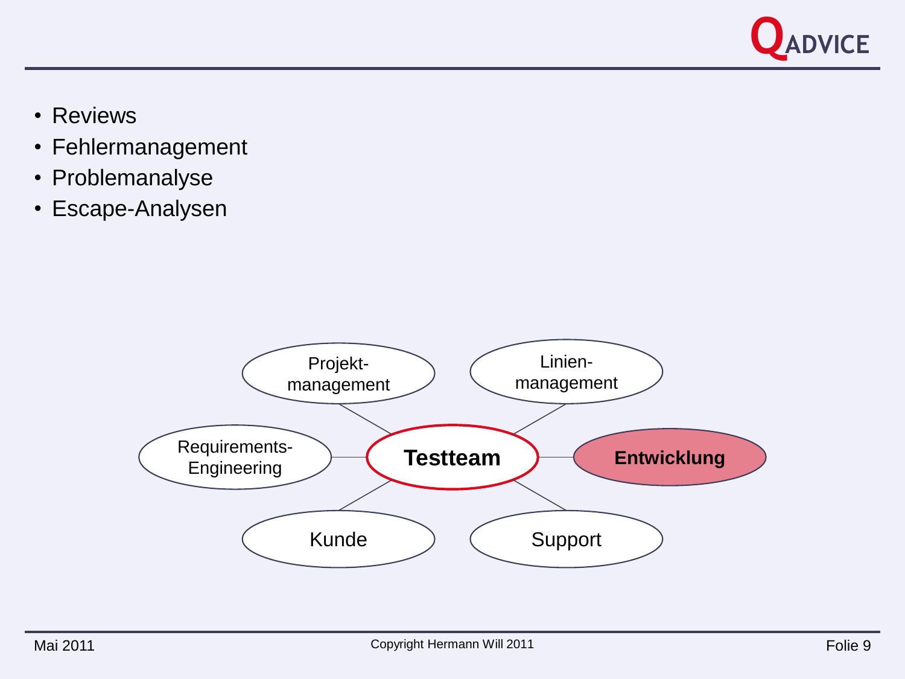- Reviews
- Fehlermanagement
- Problemanalyse
- Escape-Analysen

Projekt-management

Linien-management

Requirements-Engineering

**Testteam**

**Entwicklung**

Kunde

Support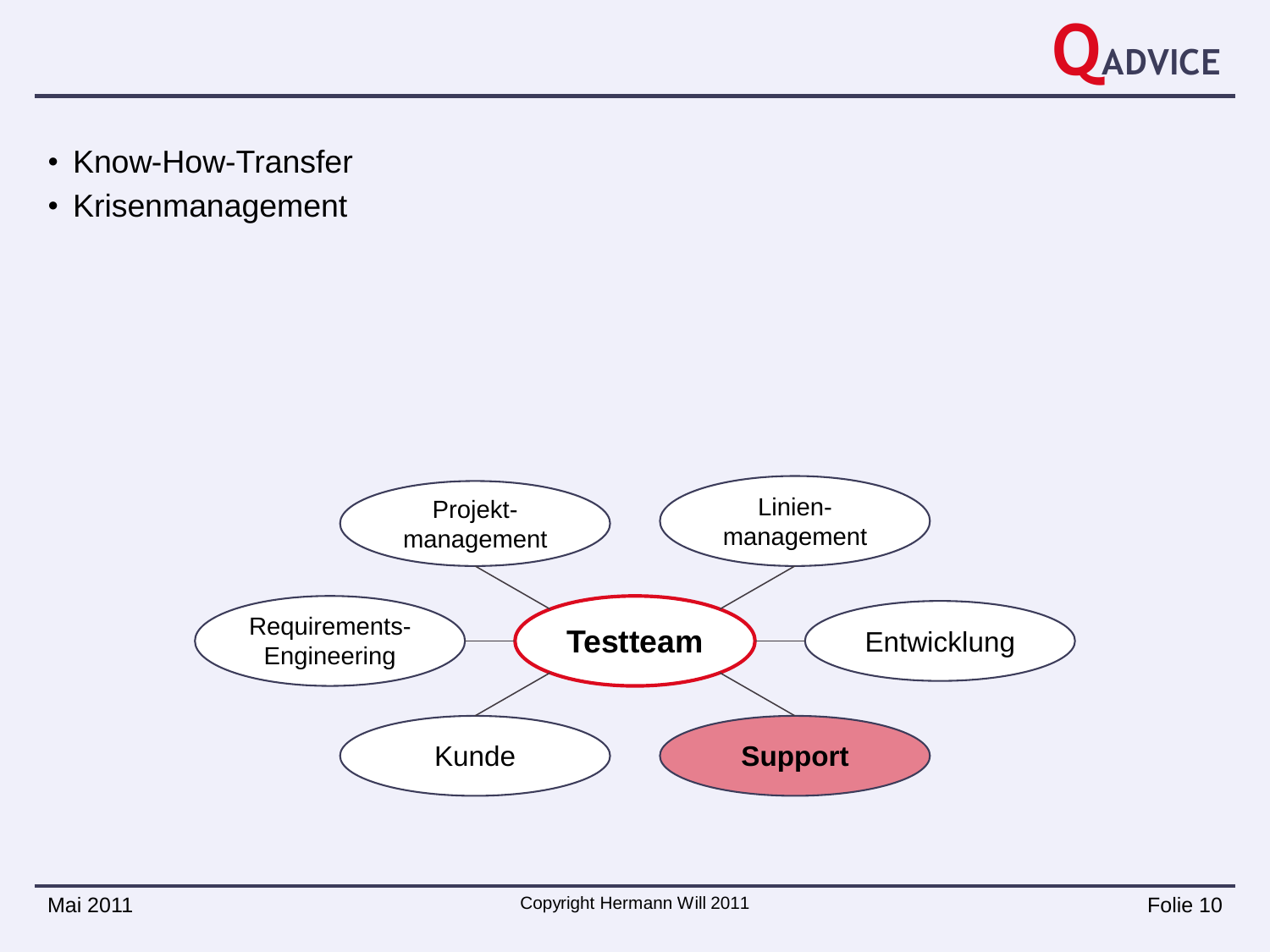- Know-How-Transfer
- Krisenmanagement

Projekt-management

Linien-management

Requirements-Engineering

**Testteam**

Entwicklung

Kunde

**Support**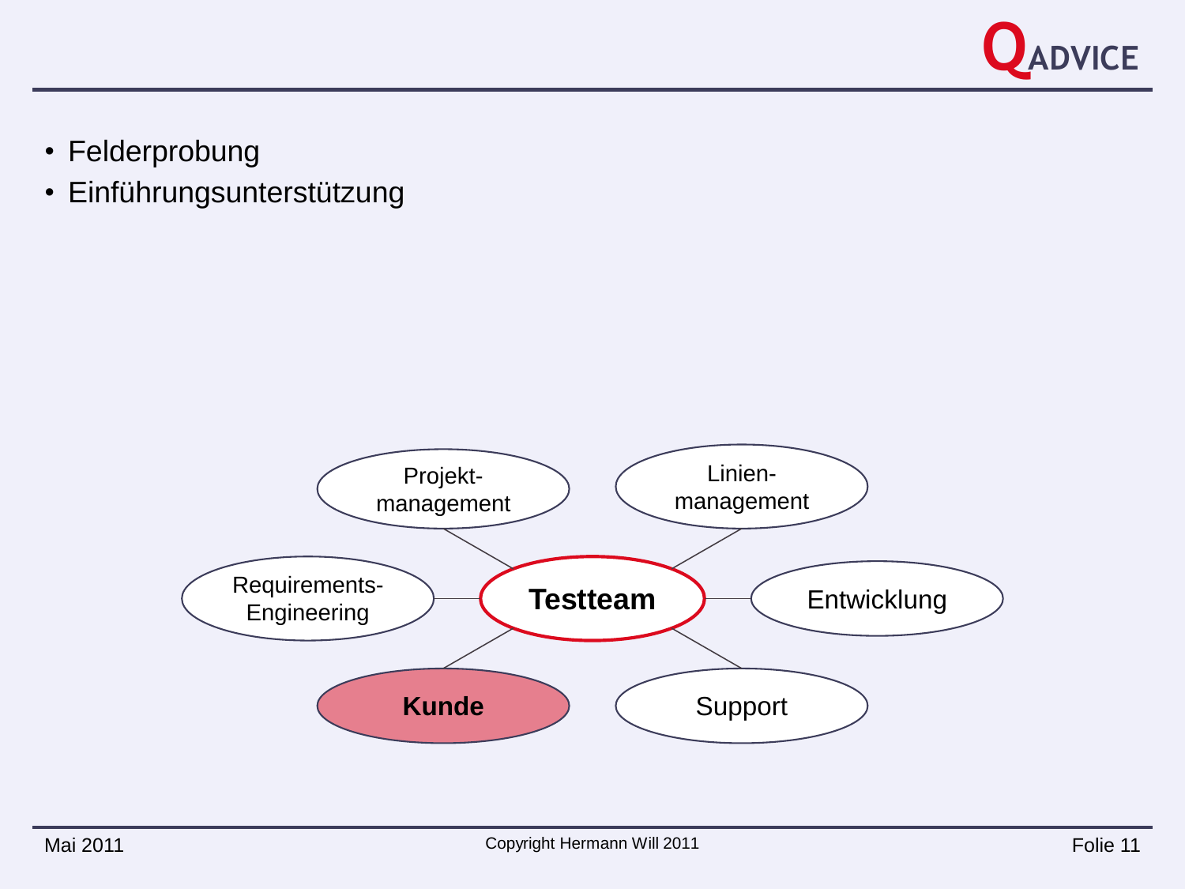- Felderprobung
- Einführungsunterstützung

Projekt-
management

Linien-
management

Requirements-
Engineering

**Testteam**

Entwicklung

**Kunde**

Support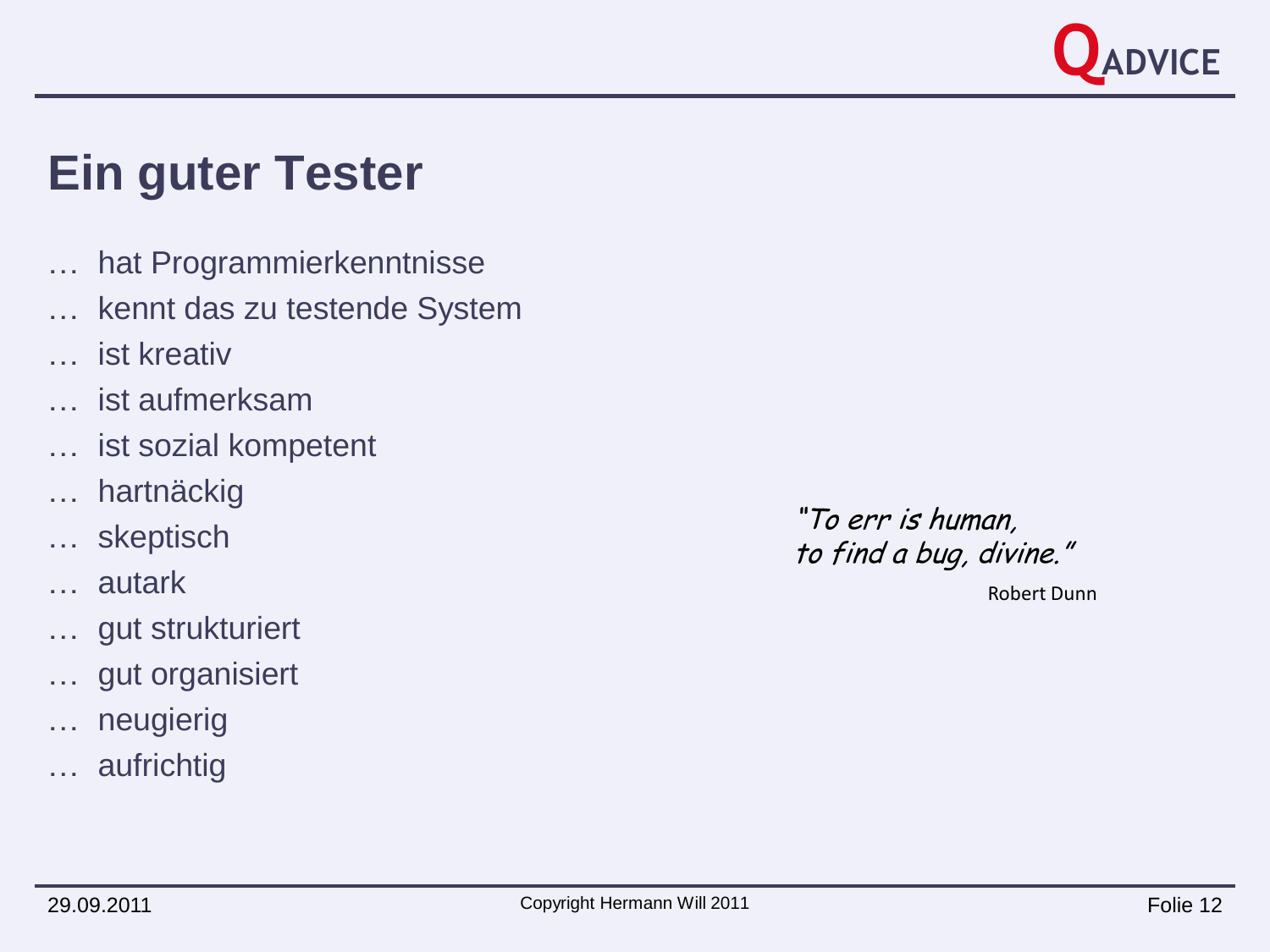# Ein guter Tester

- … hat Programmierkenntnisse
- … kennt das zu testende System
- … ist kreativ
- … ist aufmerksam
- … ist sozial kompetent
- … hartnäckig
- … skeptisch
- … autark
- … gut strukturiert
- … gut organisiert
- … neugierig
- … aufrichtig

*"To err is human,*
*to find a bug, divine."*

Robert Dunn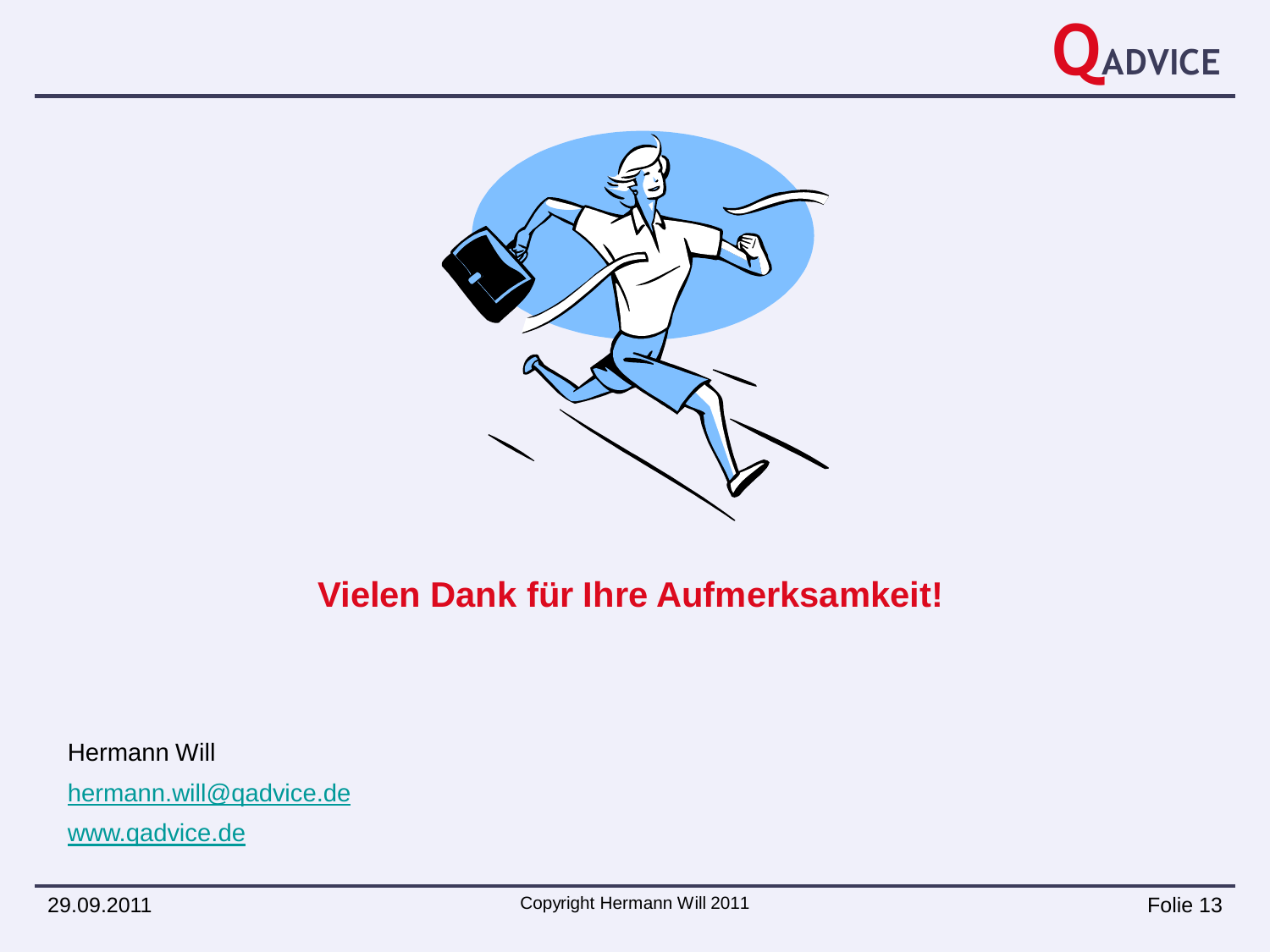**Vielen Dank für Ihre Aufmerksamkeit!**

Hermann Will

hermann.will@qadvice.de

www.qadvice.de